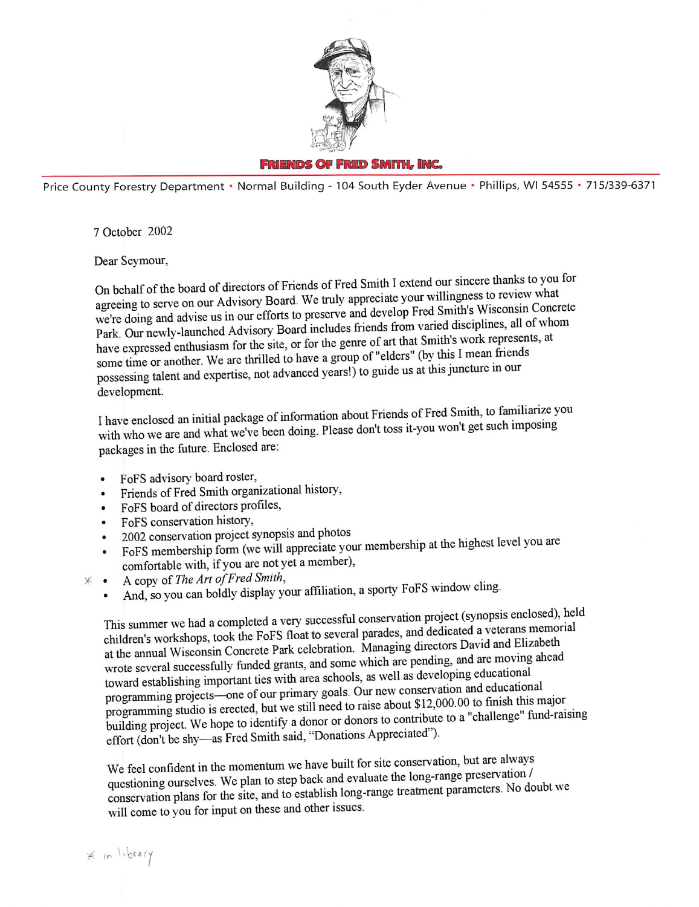**FRIENDS OF FRED SMITH, INC.**

Price County Forestry Department • Normal Building - 104 South Eyder Avenue • Phillips, WI 54555 • 715/339-6371

7 October 2002

Dear Seymour,

On behalf of the board of directors of Friends of Fred Smith I extend our sincere thanks to you for agreeing to serve on our Advisory Board. We truly appreciate your willingness to review what we're doing and advise us in our efforts to preserve and develop Fred Smith's Wisconsin Concrete Park. Our newly-launched Advisory Board includes friends from varied disciplines, all of whom have expressed enthusiasm for the site, or for the genre of art that Smith's work represents, at some time or another. We are thrilled to have a group of "elders" (by this I mean friends possessing talent and expertise, not advanced years!) to guide us at this juncture in our development.

I have enclosed an initial package of information about Friends of Fred Smith, to familiarize you with who we are and what we've been doing. Please don't toss it-you won't get such imposing packages in the future. Enclosed are:

- FoFS advisory board roster,
- Friends of Fred Smith organizational history,
- FoFS board of directors profiles,
- FoFS conservation history,
- 2002 conservation project synopsis and photos
- FoFS membership form (we will appreciate your membership at the highest level you are comfortable with, if you are not yet a member),
- * A copy of *The Art of Fred Smith*,
- And, so you can boldly display your affiliation, a sporty FoFS window cling.

This summer we had a completed a very successful conservation project (synopsis enclosed), held children's workshops, took the FoFS float to several parades, and dedicated a veterans memorial at the annual Wisconsin Concrete Park celebration. Managing directors David and Elizabeth wrote several successfully funded grants, and some which are pending, and are moving ahead toward establishing important ties with area schools, as well as developing educational programming projects—one of our primary goals. Our new conservation and educational programming studio is erected, but we still need to raise about $12,000.00 to finish this major building project. We hope to identify a donor or donors to contribute to a "challenge" fund-raising effort (don't be shy—as Fred Smith said, "Donations Appreciated").

We feel confident in the momentum we have built for site conservation, but are always questioning ourselves. We plan to step back and evaluate the long-range preservation / conservation plans for the site, and to establish long-range treatment parameters. No doubt we will come to you for input on these and other issues.

* in library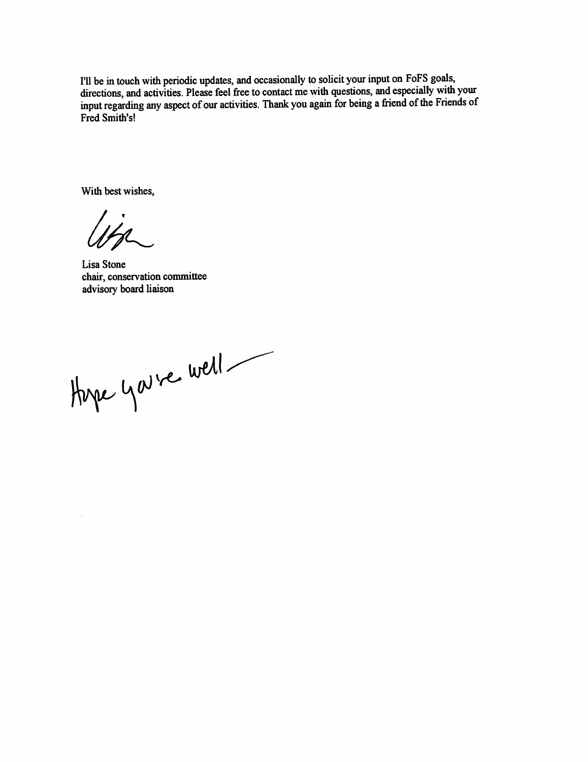I'll be in touch with periodic updates, and occasionally to solicit your input on FoFS goals, directions, and activities. Please feel free to contact me with questions, and especially with your input regarding any aspect of our activities. Thank you again for being a friend of the Friends of Fred Smith's!

With best wishes,

Lisa

Lisa Stone
chair, conservation committee
advisory board liaison

Hope you're well —